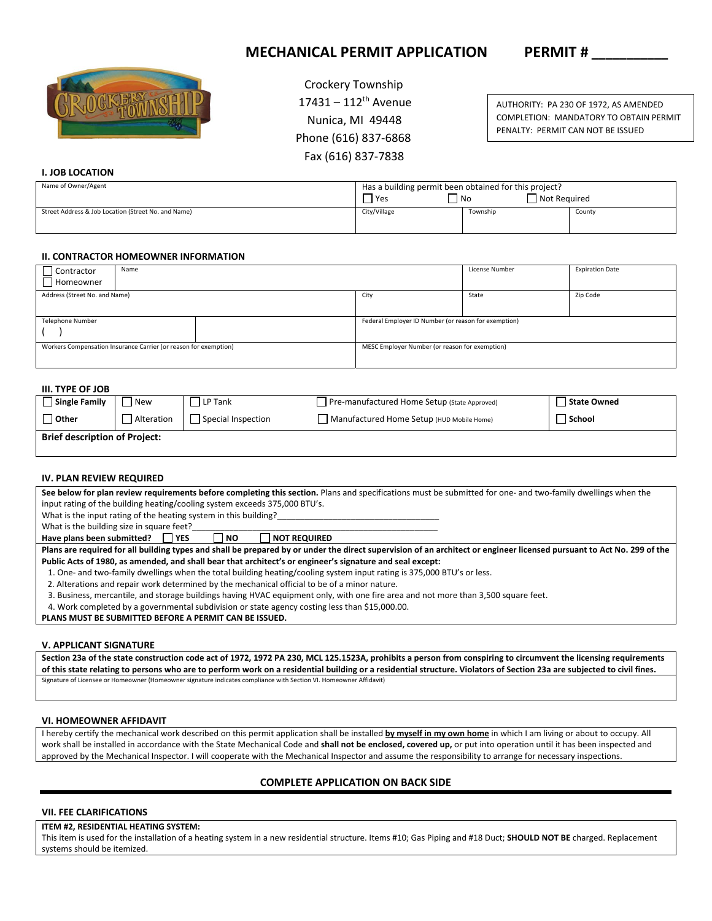# MECHANICAL PERMIT APPLICATION PERMIT # __________

Crockery Township
17431 – 112th Avenue
Nunica, MI 49448
Phone (616) 837-6868
Fax (616) 837-7838

AUTHORITY: PA 230 OF 1972, AS AMENDED
COMPLETION: MANDATORY TO OBTAIN PERMIT
PENALTY: PERMIT CAN NOT BE ISSUED

### I. JOB LOCATION

| Name of Owner/Agent | Has a building permit been obtained for this project? ☐ Yes ☐ No ☐ Not Required | | |
|---|---|---|---|
| Street Address & Job Location (Street No. and Name) | City/Village | Township | County |

### II. CONTRACTOR HOMEOWNER INFORMATION

| ☐ Contractor ☐ Homeowner | Name | | License Number | Expiration Date |
|---|---|---|---|---|
| Address (Street No. and Name) | | City | State | Zip Code |
| Telephone Number ( ) | | Federal Employer ID Number (or reason for exemption) | | |
| Workers Compensation Insurance Carrier (or reason for exemption) | | MESC Employer Number (or reason for exemption) | | |

### III. TYPE OF JOB

| ☐ **Single Family** | ☐ New | ☐ LP Tank | ☐ Pre-manufactured Home Setup (State Approved) | ☐ **State Owned** |
|---|---|---|---|---|
| ☐ **Other** | ☐ Alteration | ☐ Special Inspection | ☐ Manufactured Home Setup (HUD Mobile Home) | ☐ **School** |
| **Brief description of Project:** | | | | |

### IV. PLAN REVIEW REQUIRED

**See below for plan review requirements before completing this section.** Plans and specifications must be submitted for one- and two-family dwellings when the input rating of the building heating/cooling system exceeds 375,000 BTU's.

What is the input rating of the heating system in this building?__________________________________

What is the building size in square feet?__________________________________

**Have plans been submitted?** ☐ **YES** ☐ **NO** ☐ **NOT REQUIRED**

**Plans are required for all building types and shall be prepared by or under the direct supervision of an architect or engineer licensed pursuant to Act No. 299 of the Public Acts of 1980, as amended, and shall bear that architect's or engineer's signature and seal except:**

1. One- and two-family dwellings when the total building heating/cooling system input rating is 375,000 BTU's or less.
2. Alterations and repair work determined by the mechanical official to be of a minor nature.
3. Business, mercantile, and storage buildings having HVAC equipment only, with one fire area and not more than 3,500 square feet.
4. Work completed by a governmental subdivision or state agency costing less than $15,000.00.

**PLANS MUST BE SUBMITTED BEFORE A PERMIT CAN BE ISSUED.**

### V. APPLICANT SIGNATURE

**Section 23a of the state construction code act of 1972, 1972 PA 230, MCL 125.1523A, prohibits a person from conspiring to circumvent the licensing requirements of this state relating to persons who are to perform work on a residential building or a residential structure. Violators of Section 23a are subjected to civil fines.**

Signature of Licensee or Homeowner (Homeowner signature indicates compliance with Section VI. Homeowner Affidavit)

### VI. HOMEOWNER AFFIDAVIT

I hereby certify the mechanical work described on this permit application shall be installed **by myself in my own home** in which I am living or about to occupy. All work shall be installed in accordance with the State Mechanical Code and **shall not be enclosed, covered up,** or put into operation until it has been inspected and approved by the Mechanical Inspector. I will cooperate with the Mechanical Inspector and assume the responsibility to arrange for necessary inspections.

**COMPLETE APPLICATION ON BACK SIDE**

### VII. FEE CLARIFICATIONS

**ITEM #2, RESIDENTIAL HEATING SYSTEM:**
This item is used for the installation of a heating system in a new residential structure. Items #10; Gas Piping and #18 Duct; **SHOULD NOT BE** charged. Replacement systems should be itemized.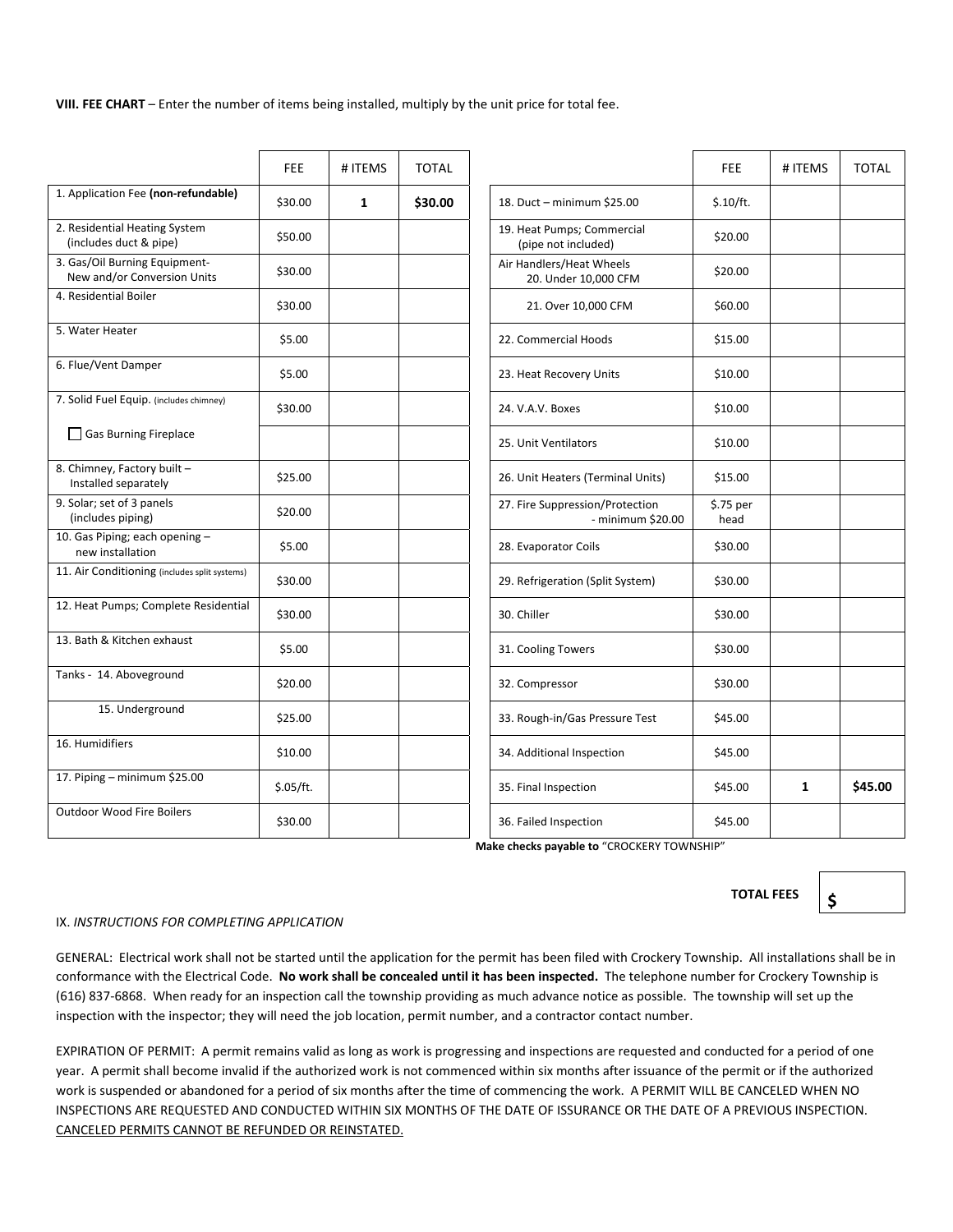**VIII. FEE CHART** – Enter the number of items being installed, multiply by the unit price for total fee.

| | FEE | # ITEMS | TOTAL |
|---|---|---|---|
| 1. Application Fee **(non-refundable)** | $30.00 | **1** | **$30.00** |
| 2. Residential Heating System (includes duct & pipe) | $50.00 | | |
| 3. Gas/Oil Burning Equipment- New and/or Conversion Units | $30.00 | | |
| 4. Residential Boiler | $30.00 | | |
| 5. Water Heater | $5.00 | | |
| 6. Flue/Vent Damper | $5.00 | | |
| 7. Solid Fuel Equip. (includes chimney) | $30.00 | | |
| ☐ Gas Burning Fireplace | | | |
| 8. Chimney, Factory built – Installed separately | $25.00 | | |
| 9. Solar; set of 3 panels (includes piping) | $20.00 | | |
| 10. Gas Piping; each opening – new installation | $5.00 | | |
| 11. Air Conditioning (includes split systems) | $30.00 | | |
| 12. Heat Pumps; Complete Residential | $30.00 | | |
| 13. Bath & Kitchen exhaust | $5.00 | | |
| Tanks - 14. Aboveground | $20.00 | | |
| 15. Underground | $25.00 | | |
| 16. Humidifiers | $10.00 | | |
| 17. Piping – minimum $25.00 | $.05/ft. | | |
| Outdoor Wood Fire Boilers | $30.00 | | |

| | FEE | # ITEMS | TOTAL |
|---|---|---|---|
| 18. Duct – minimum $25.00 | $.10/ft. | | |
| 19. Heat Pumps; Commercial (pipe not included) | $20.00 | | |
| Air Handlers/Heat Wheels 20. Under 10,000 CFM | $20.00 | | |
| 21. Over 10,000 CFM | $60.00 | | |
| 22. Commercial Hoods | $15.00 | | |
| 23. Heat Recovery Units | $10.00 | | |
| 24. V.A.V. Boxes | $10.00 | | |
| 25. Unit Ventilators | $10.00 | | |
| 26. Unit Heaters (Terminal Units) | $15.00 | | |
| 27. Fire Suppression/Protection - minimum $20.00 | $.75 per head | | |
| 28. Evaporator Coils | $30.00 | | |
| 29. Refrigeration (Split System) | $30.00 | | |
| 30. Chiller | $30.00 | | |
| 31. Cooling Towers | $30.00 | | |
| 32. Compressor | $30.00 | | |
| 33. Rough-in/Gas Pressure Test | $45.00 | | |
| 34. Additional Inspection | $45.00 | | |
| 35. Final Inspection | $45.00 | **1** | **$45.00** |
| 36. Failed Inspection | $45.00 | | |

**Make checks payable to** "CROCKERY TOWNSHIP"

**TOTAL FEES** **$**

IX. *INSTRUCTIONS FOR COMPLETING APPLICATION*

GENERAL: Electrical work shall not be started until the application for the permit has been filed with Crockery Township. All installations shall be in conformance with the Electrical Code. **No work shall be concealed until it has been inspected.** The telephone number for Crockery Township is (616) 837-6868. When ready for an inspection call the township providing as much advance notice as possible. The township will set up the inspection with the inspector; they will need the job location, permit number, and a contractor contact number.

EXPIRATION OF PERMIT: A permit remains valid as long as work is progressing and inspections are requested and conducted for a period of one year. A permit shall become invalid if the authorized work is not commenced within six months after issuance of the permit or if the authorized work is suspended or abandoned for a period of six months after the time of commencing the work. A PERMIT WILL BE CANCELED WHEN NO INSPECTIONS ARE REQUESTED AND CONDUCTED WITHIN SIX MONTHS OF THE DATE OF ISSURANCE OR THE DATE OF A PREVIOUS INSPECTION. CANCELED PERMITS CANNOT BE REFUNDED OR REINSTATED.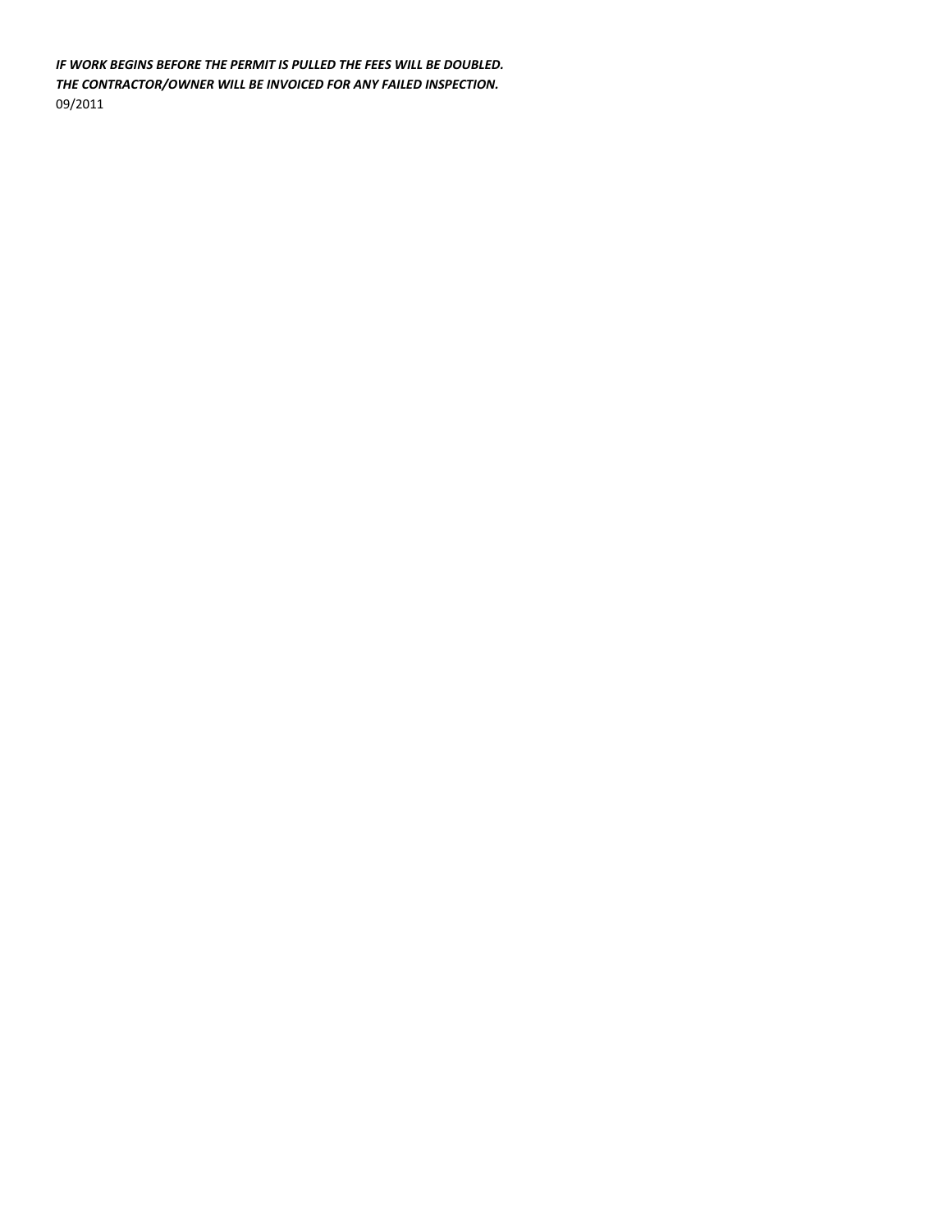***IF WORK BEGINS BEFORE THE PERMIT IS PULLED THE FEES WILL BE DOUBLED.***
***THE CONTRACTOR/OWNER WILL BE INVOICED FOR ANY FAILED INSPECTION.***
09/2011